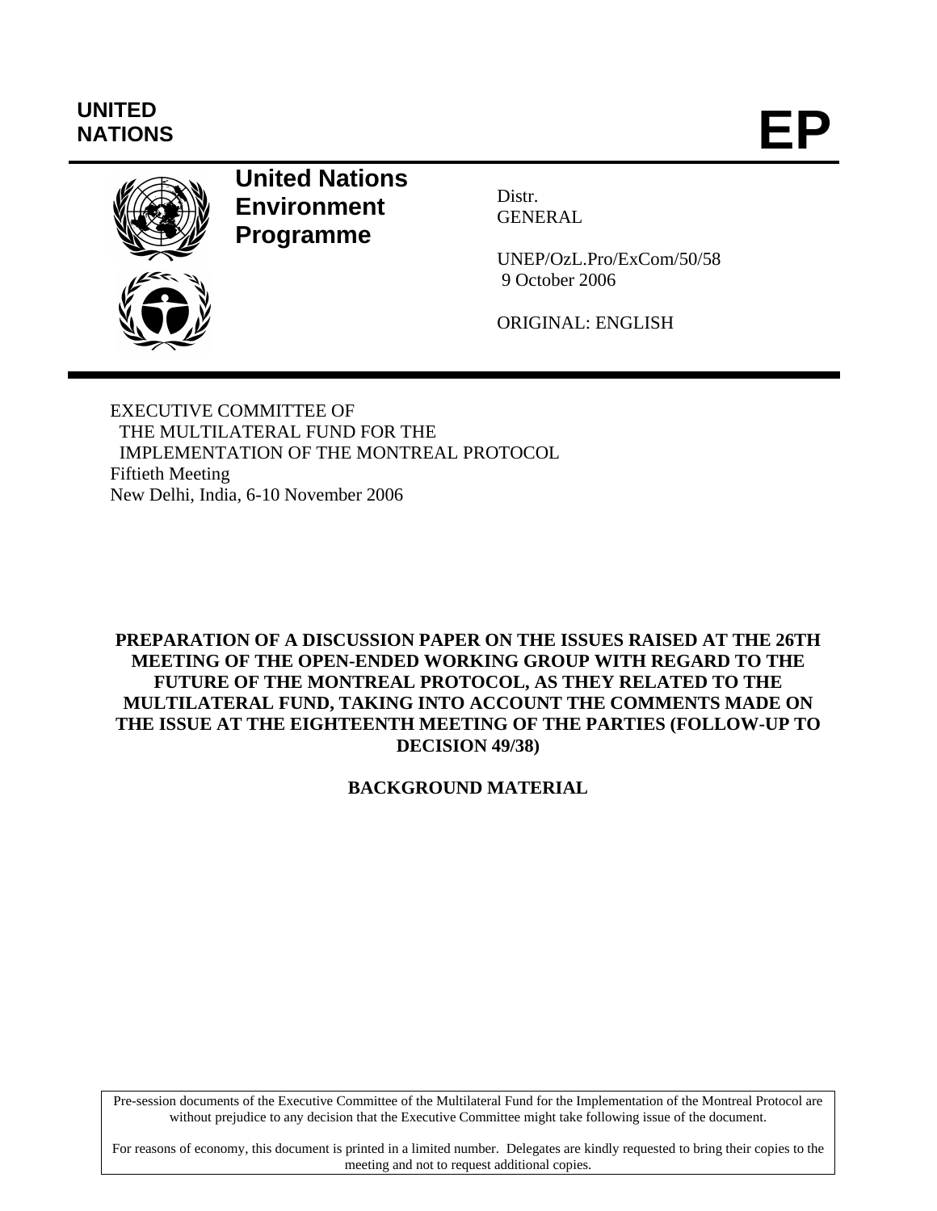UNITED NATIONS

# EP

**United Nations Environment Programme**

Distr.
GENERAL

UNEP/OzL.Pro/ExCom/50/58
9 October 2006

ORIGINAL: ENGLISH

EXECUTIVE COMMITTEE OF
THE MULTILATERAL FUND FOR THE
IMPLEMENTATION OF THE MONTREAL PROTOCOL
Fiftieth Meeting
New Delhi, India, 6-10 November 2006

## PREPARATION OF A DISCUSSION PAPER ON THE ISSUES RAISED AT THE 26TH MEETING OF THE OPEN-ENDED WORKING GROUP WITH REGARD TO THE FUTURE OF THE MONTREAL PROTOCOL, AS THEY RELATED TO THE MULTILATERAL FUND, TAKING INTO ACCOUNT THE COMMENTS MADE ON THE ISSUE AT THE EIGHTEENTH MEETING OF THE PARTIES (FOLLOW-UP TO DECISION 49/38)

## BACKGROUND MATERIAL

Pre-session documents of the Executive Committee of the Multilateral Fund for the Implementation of the Montreal Protocol are without prejudice to any decision that the Executive Committee might take following issue of the document.

For reasons of economy, this document is printed in a limited number. Delegates are kindly requested to bring their copies to the meeting and not to request additional copies.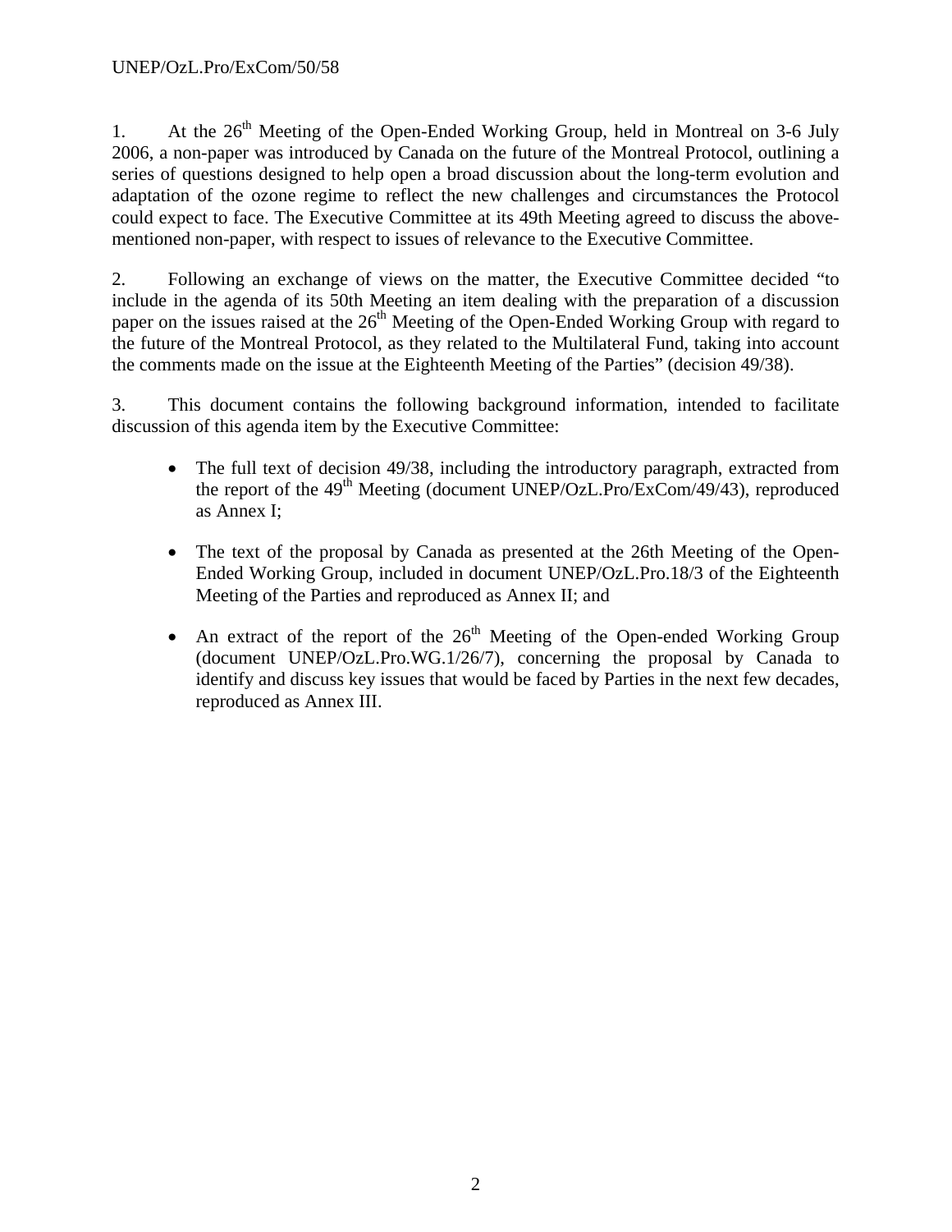1. At the 26th Meeting of the Open-Ended Working Group, held in Montreal on 3-6 July 2006, a non-paper was introduced by Canada on the future of the Montreal Protocol, outlining a series of questions designed to help open a broad discussion about the long-term evolution and adaptation of the ozone regime to reflect the new challenges and circumstances the Protocol could expect to face. The Executive Committee at its 49th Meeting agreed to discuss the above-mentioned non-paper, with respect to issues of relevance to the Executive Committee.

2. Following an exchange of views on the matter, the Executive Committee decided "to include in the agenda of its 50th Meeting an item dealing with the preparation of a discussion paper on the issues raised at the 26th Meeting of the Open-Ended Working Group with regard to the future of the Montreal Protocol, as they related to the Multilateral Fund, taking into account the comments made on the issue at the Eighteenth Meeting of the Parties" (decision 49/38).

3. This document contains the following background information, intended to facilitate discussion of this agenda item by the Executive Committee:

- The full text of decision 49/38, including the introductory paragraph, extracted from the report of the 49th Meeting (document UNEP/OzL.Pro/ExCom/49/43), reproduced as Annex I;

- The text of the proposal by Canada as presented at the 26th Meeting of the Open-Ended Working Group, included in document UNEP/OzL.Pro.18/3 of the Eighteenth Meeting of the Parties and reproduced as Annex II; and

- An extract of the report of the 26th Meeting of the Open-ended Working Group (document UNEP/OzL.Pro.WG.1/26/7), concerning the proposal by Canada to identify and discuss key issues that would be faced by Parties in the next few decades, reproduced as Annex III.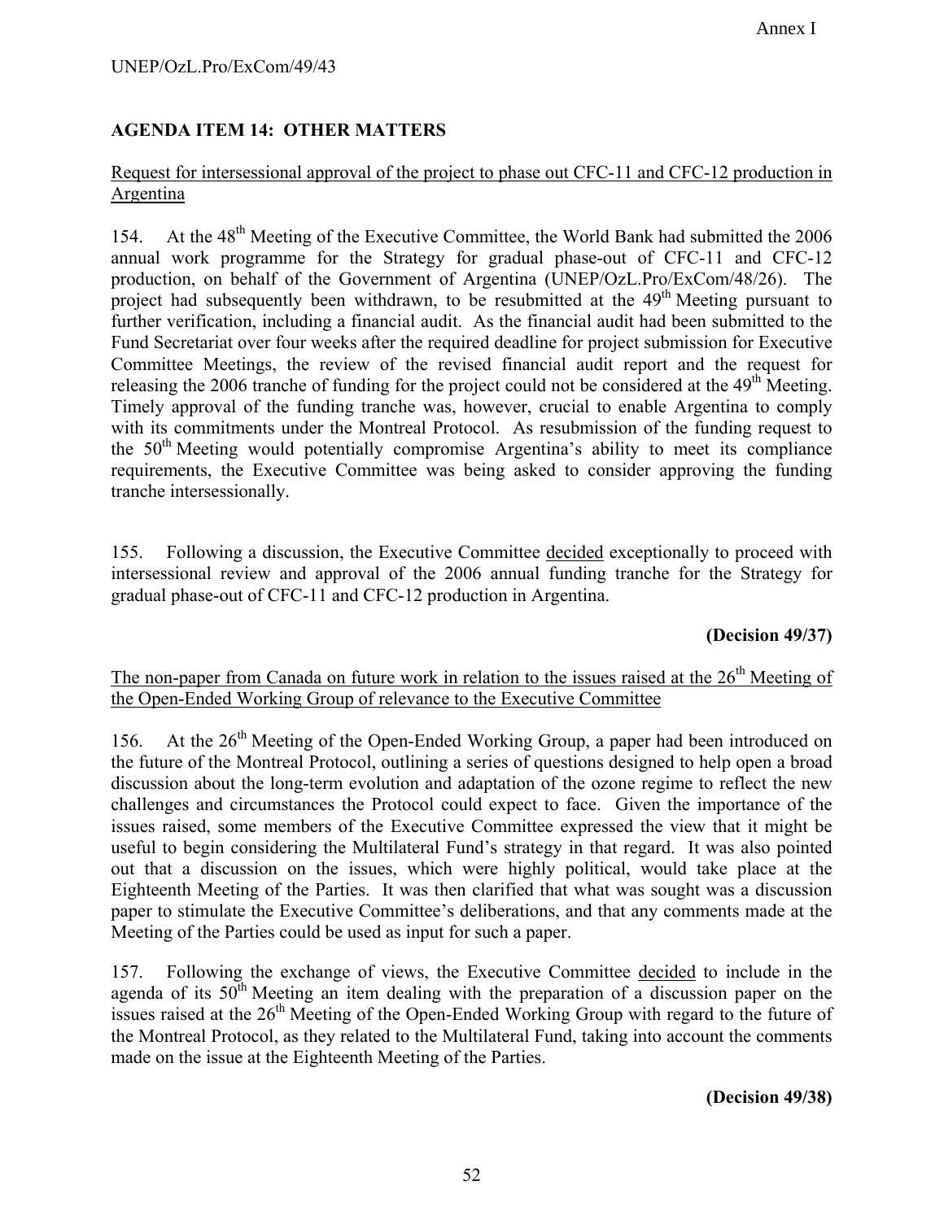## AGENDA ITEM 14: OTHER MATTERS

Request for intersessional approval of the project to phase out CFC-11 and CFC-12 production in Argentina

154. At the 48th Meeting of the Executive Committee, the World Bank had submitted the 2006 annual work programme for the Strategy for gradual phase-out of CFC-11 and CFC-12 production, on behalf of the Government of Argentina (UNEP/OzL.Pro/ExCom/48/26). The project had subsequently been withdrawn, to be resubmitted at the 49th Meeting pursuant to further verification, including a financial audit. As the financial audit had been submitted to the Fund Secretariat over four weeks after the required deadline for project submission for Executive Committee Meetings, the review of the revised financial audit report and the request for releasing the 2006 tranche of funding for the project could not be considered at the 49th Meeting. Timely approval of the funding tranche was, however, crucial to enable Argentina to comply with its commitments under the Montreal Protocol. As resubmission of the funding request to the 50th Meeting would potentially compromise Argentina's ability to meet its compliance requirements, the Executive Committee was being asked to consider approving the funding tranche intersessionally.

155. Following a discussion, the Executive Committee decided exceptionally to proceed with intersessional review and approval of the 2006 annual funding tranche for the Strategy for gradual phase-out of CFC-11 and CFC-12 production in Argentina.

**(Decision 49/37)**

The non-paper from Canada on future work in relation to the issues raised at the 26th Meeting of the Open-Ended Working Group of relevance to the Executive Committee

156. At the 26th Meeting of the Open-Ended Working Group, a paper had been introduced on the future of the Montreal Protocol, outlining a series of questions designed to help open a broad discussion about the long-term evolution and adaptation of the ozone regime to reflect the new challenges and circumstances the Protocol could expect to face. Given the importance of the issues raised, some members of the Executive Committee expressed the view that it might be useful to begin considering the Multilateral Fund's strategy in that regard. It was also pointed out that a discussion on the issues, which were highly political, would take place at the Eighteenth Meeting of the Parties. It was then clarified that what was sought was a discussion paper to stimulate the Executive Committee's deliberations, and that any comments made at the Meeting of the Parties could be used as input for such a paper.

157. Following the exchange of views, the Executive Committee decided to include in the agenda of its 50th Meeting an item dealing with the preparation of a discussion paper on the issues raised at the 26th Meeting of the Open-Ended Working Group with regard to the future of the Montreal Protocol, as they related to the Multilateral Fund, taking into account the comments made on the issue at the Eighteenth Meeting of the Parties.

**(Decision 49/38)**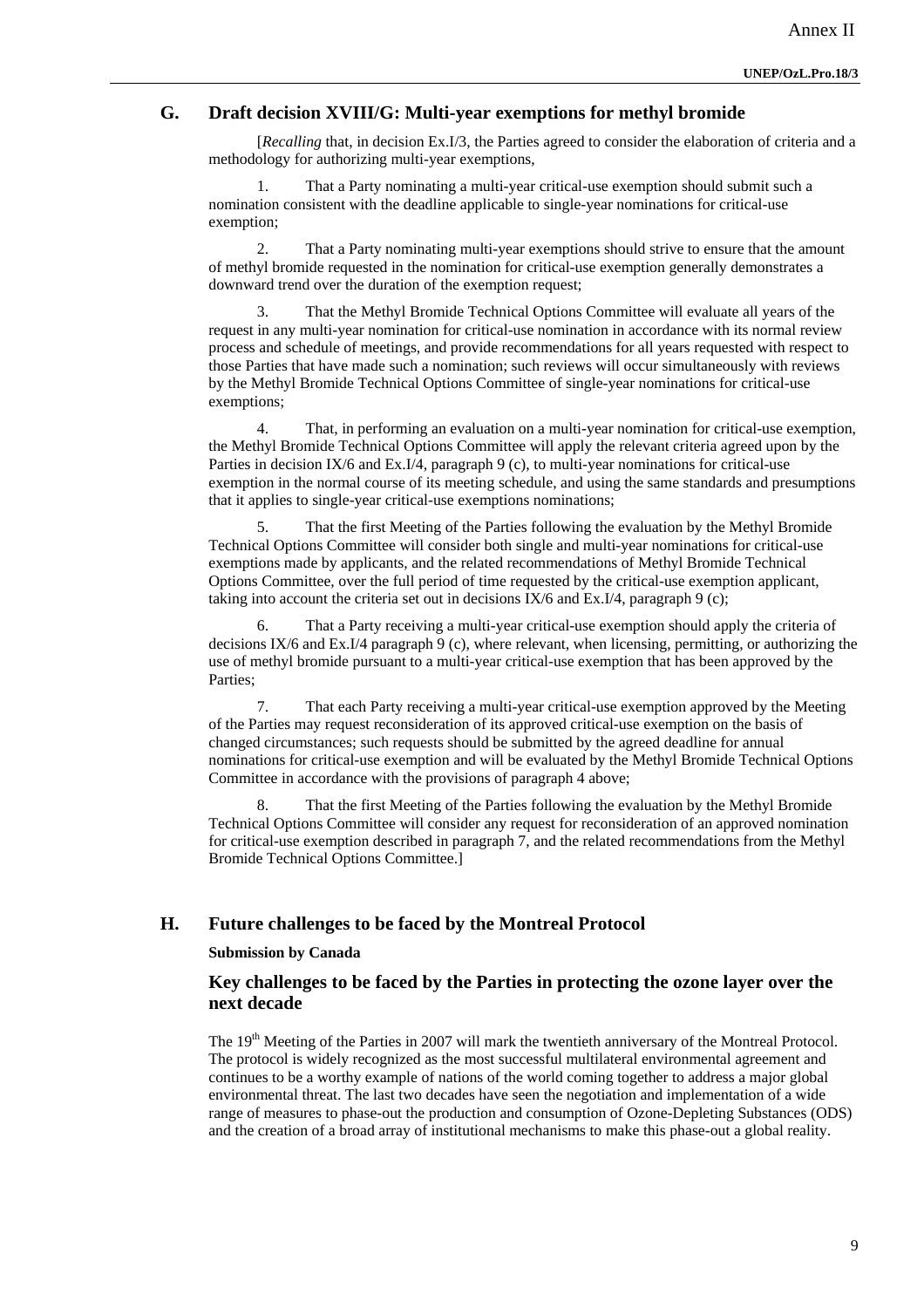## G. Draft decision XVIII/G: Multi-year exemptions for methyl bromide

[*Recalling* that, in decision Ex.I/3, the Parties agreed to consider the elaboration of criteria and a methodology for authorizing multi-year exemptions,

1. That a Party nominating a multi-year critical-use exemption should submit such a nomination consistent with the deadline applicable to single-year nominations for critical-use exemption;

2. That a Party nominating multi-year exemptions should strive to ensure that the amount of methyl bromide requested in the nomination for critical-use exemption generally demonstrates a downward trend over the duration of the exemption request;

3. That the Methyl Bromide Technical Options Committee will evaluate all years of the request in any multi-year nomination for critical-use nomination in accordance with its normal review process and schedule of meetings, and provide recommendations for all years requested with respect to those Parties that have made such a nomination; such reviews will occur simultaneously with reviews by the Methyl Bromide Technical Options Committee of single-year nominations for critical-use exemptions;

4. That, in performing an evaluation on a multi-year nomination for critical-use exemption, the Methyl Bromide Technical Options Committee will apply the relevant criteria agreed upon by the Parties in decision IX/6 and Ex.I/4, paragraph 9 (c), to multi-year nominations for critical-use exemption in the normal course of its meeting schedule, and using the same standards and presumptions that it applies to single-year critical-use exemptions nominations;

5. That the first Meeting of the Parties following the evaluation by the Methyl Bromide Technical Options Committee will consider both single and multi-year nominations for critical-use exemptions made by applicants, and the related recommendations of Methyl Bromide Technical Options Committee, over the full period of time requested by the critical-use exemption applicant, taking into account the criteria set out in decisions IX/6 and Ex.I/4, paragraph 9 (c);

6. That a Party receiving a multi-year critical-use exemption should apply the criteria of decisions IX/6 and Ex.I/4 paragraph 9 (c), where relevant, when licensing, permitting, or authorizing the use of methyl bromide pursuant to a multi-year critical-use exemption that has been approved by the Parties;

7. That each Party receiving a multi-year critical-use exemption approved by the Meeting of the Parties may request reconsideration of its approved critical-use exemption on the basis of changed circumstances; such requests should be submitted by the agreed deadline for annual nominations for critical-use exemption and will be evaluated by the Methyl Bromide Technical Options Committee in accordance with the provisions of paragraph 4 above;

8. That the first Meeting of the Parties following the evaluation by the Methyl Bromide Technical Options Committee will consider any request for reconsideration of an approved nomination for critical-use exemption described in paragraph 7, and the related recommendations from the Methyl Bromide Technical Options Committee.]

## H. Future challenges to be faced by the Montreal Protocol

**Submission by Canada**

### Key challenges to be faced by the Parties in protecting the ozone layer over the next decade

The 19th Meeting of the Parties in 2007 will mark the twentieth anniversary of the Montreal Protocol. The protocol is widely recognized as the most successful multilateral environmental agreement and continues to be a worthy example of nations of the world coming together to address a major global environmental threat. The last two decades have seen the negotiation and implementation of a wide range of measures to phase-out the production and consumption of Ozone-Depleting Substances (ODS) and the creation of a broad array of institutional mechanisms to make this phase-out a global reality.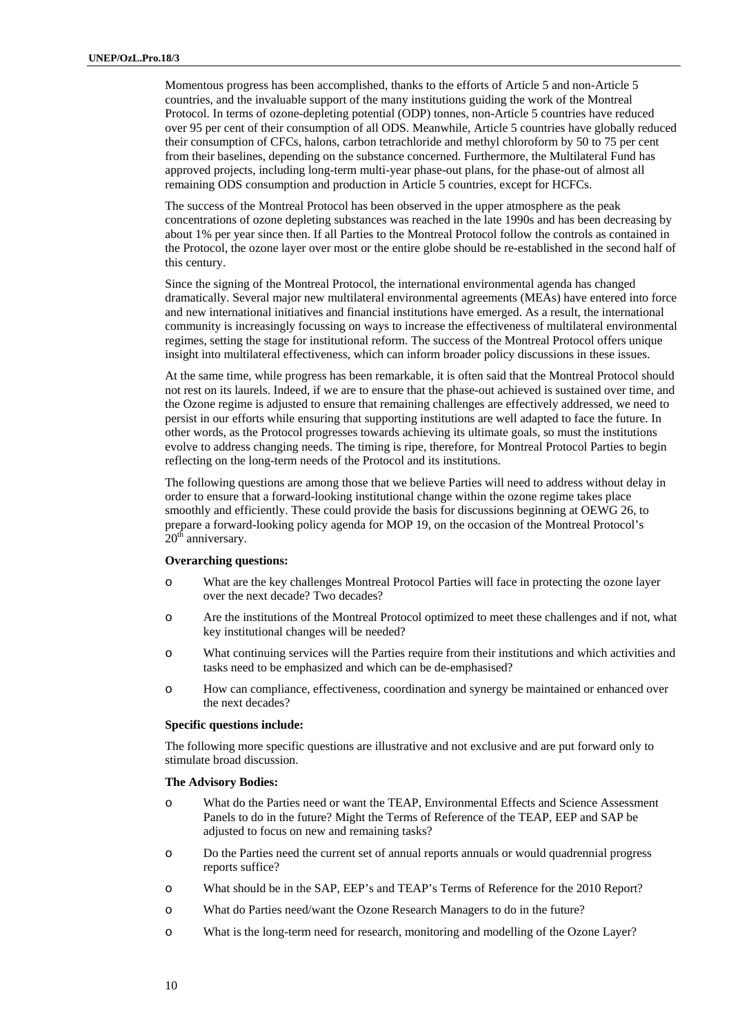Momentous progress has been accomplished, thanks to the efforts of Article 5 and non-Article 5 countries, and the invaluable support of the many institutions guiding the work of the Montreal Protocol. In terms of ozone-depleting potential (ODP) tonnes, non-Article 5 countries have reduced over 95 per cent of their consumption of all ODS. Meanwhile, Article 5 countries have globally reduced their consumption of CFCs, halons, carbon tetrachloride and methyl chloroform by 50 to 75 per cent from their baselines, depending on the substance concerned. Furthermore, the Multilateral Fund has approved projects, including long-term multi-year phase-out plans, for the phase-out of almost all remaining ODS consumption and production in Article 5 countries, except for HCFCs.

The success of the Montreal Protocol has been observed in the upper atmosphere as the peak concentrations of ozone depleting substances was reached in the late 1990s and has been decreasing by about 1% per year since then. If all Parties to the Montreal Protocol follow the controls as contained in the Protocol, the ozone layer over most or the entire globe should be re-established in the second half of this century.

Since the signing of the Montreal Protocol, the international environmental agenda has changed dramatically. Several major new multilateral environmental agreements (MEAs) have entered into force and new international initiatives and financial institutions have emerged. As a result, the international community is increasingly focussing on ways to increase the effectiveness of multilateral environmental regimes, setting the stage for institutional reform. The success of the Montreal Protocol offers unique insight into multilateral effectiveness, which can inform broader policy discussions in these issues.

At the same time, while progress has been remarkable, it is often said that the Montreal Protocol should not rest on its laurels. Indeed, if we are to ensure that the phase-out achieved is sustained over time, and the Ozone regime is adjusted to ensure that remaining challenges are effectively addressed, we need to persist in our efforts while ensuring that supporting institutions are well adapted to face the future. In other words, as the Protocol progresses towards achieving its ultimate goals, so must the institutions evolve to address changing needs. The timing is ripe, therefore, for Montreal Protocol Parties to begin reflecting on the long-term needs of the Protocol and its institutions.

The following questions are among those that we believe Parties will need to address without delay in order to ensure that a forward-looking institutional change within the ozone regime takes place smoothly and efficiently. These could provide the basis for discussions beginning at OEWG 26, to prepare a forward-looking policy agenda for MOP 19, on the occasion of the Montreal Protocol's 20th anniversary.

**Overarching questions:**

- What are the key challenges Montreal Protocol Parties will face in protecting the ozone layer over the next decade? Two decades?
- Are the institutions of the Montreal Protocol optimized to meet these challenges and if not, what key institutional changes will be needed?
- What continuing services will the Parties require from their institutions and which activities and tasks need to be emphasized and which can be de-emphasised?
- How can compliance, effectiveness, coordination and synergy be maintained or enhanced over the next decades?

**Specific questions include:**

The following more specific questions are illustrative and not exclusive and are put forward only to stimulate broad discussion.

**The Advisory Bodies:**

- What do the Parties need or want the TEAP, Environmental Effects and Science Assessment Panels to do in the future? Might the Terms of Reference of the TEAP, EEP and SAP be adjusted to focus on new and remaining tasks?
- Do the Parties need the current set of annual reports annuals or would quadrennial progress reports suffice?
- What should be in the SAP, EEP's and TEAP's Terms of Reference for the 2010 Report?
- What do Parties need/want the Ozone Research Managers to do in the future?
- What is the long-term need for research, monitoring and modelling of the Ozone Layer?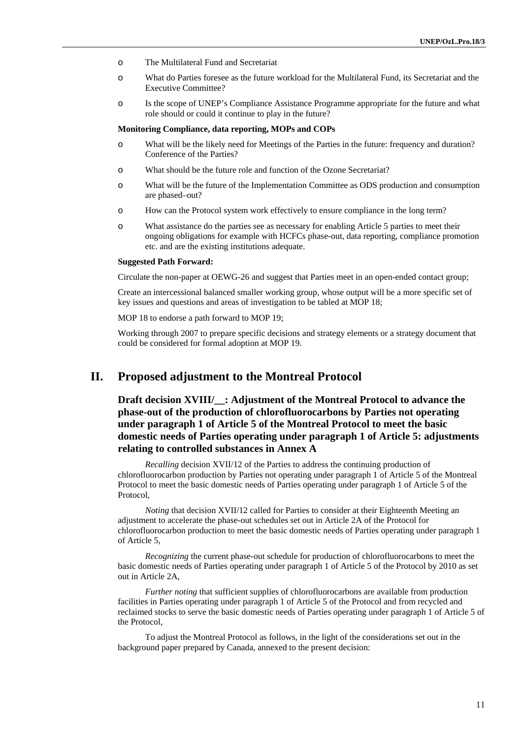- The Multilateral Fund and Secretariat
- What do Parties foresee as the future workload for the Multilateral Fund, its Secretariat and the Executive Committee?
- Is the scope of UNEP's Compliance Assistance Programme appropriate for the future and what role should or could it continue to play in the future?

**Monitoring Compliance, data reporting, MOPs and COPs**

- What will be the likely need for Meetings of the Parties in the future: frequency and duration? Conference of the Parties?
- What should be the future role and function of the Ozone Secretariat?
- What will be the future of the Implementation Committee as ODS production and consumption are phased–out?
- How can the Protocol system work effectively to ensure compliance in the long term?
- What assistance do the parties see as necessary for enabling Article 5 parties to meet their ongoing obligations for example with HCFCs phase-out, data reporting, compliance promotion etc. and are the existing institutions adequate.

**Suggested Path Forward:**

Circulate the non-paper at OEWG-26 and suggest that Parties meet in an open-ended contact group;

Create an intercessional balanced smaller working group, whose output will be a more specific set of key issues and questions and areas of investigation to be tabled at MOP 18;

MOP 18 to endorse a path forward to MOP 19;

Working through 2007 to prepare specific decisions and strategy elements or a strategy document that could be considered for formal adoption at MOP 19.

# II. Proposed adjustment to the Montreal Protocol

## Draft decision XVIII/__: Adjustment of the Montreal Protocol to advance the phase-out of the production of chlorofluorocarbons by Parties not operating under paragraph 1 of Article 5 of the Montreal Protocol to meet the basic domestic needs of Parties operating under paragraph 1 of Article 5: adjustments relating to controlled substances in Annex A

*Recalling* decision XVII/12 of the Parties to address the continuing production of chlorofluorocarbon production by Parties not operating under paragraph 1 of Article 5 of the Montreal Protocol to meet the basic domestic needs of Parties operating under paragraph 1 of Article 5 of the Protocol,

*Noting* that decision XVII/12 called for Parties to consider at their Eighteenth Meeting an adjustment to accelerate the phase-out schedules set out in Article 2A of the Protocol for chlorofluorocarbon production to meet the basic domestic needs of Parties operating under paragraph 1 of Article 5,

*Recognizing* the current phase-out schedule for production of chlorofluorocarbons to meet the basic domestic needs of Parties operating under paragraph 1 of Article 5 of the Protocol by 2010 as set out in Article 2A,

*Further noting* that sufficient supplies of chlorofluorocarbons are available from production facilities in Parties operating under paragraph 1 of Article 5 of the Protocol and from recycled and reclaimed stocks to serve the basic domestic needs of Parties operating under paragraph 1 of Article 5 of the Protocol,

To adjust the Montreal Protocol as follows, in the light of the considerations set out in the background paper prepared by Canada, annexed to the present decision: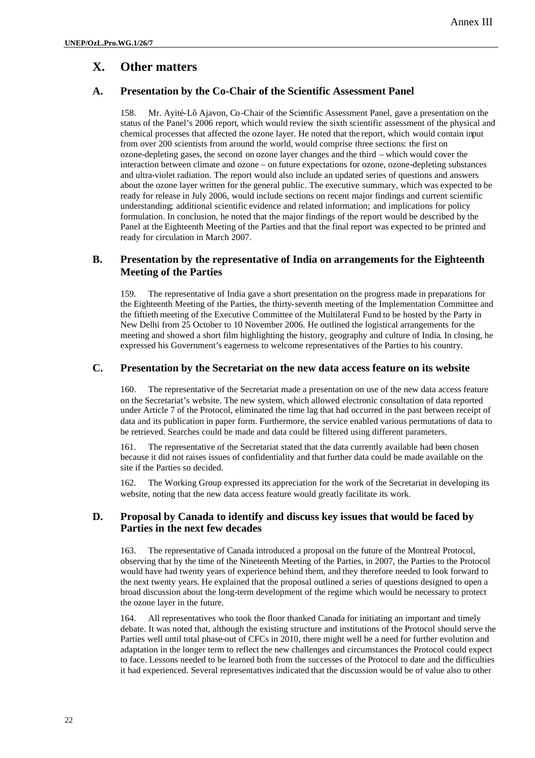# X. Other matters

## A. Presentation by the Co-Chair of the Scientific Assessment Panel

158. Mr. Ayité-Lô Ajavon, Co-Chair of the Scientific Assessment Panel, gave a presentation on the status of the Panel's 2006 report, which would review the sixth scientific assessment of the physical and chemical processes that affected the ozone layer. He noted that the report, which would contain input from over 200 scientists from around the world, would comprise three sections: the first on ozone-depleting gases, the second on ozone layer changes and the third – which would cover the interaction between climate and ozone – on future expectations for ozone, ozone-depleting substances and ultra-violet radiation. The report would also include an updated series of questions and answers about the ozone layer written for the general public. The executive summary, which was expected to be ready for release in July 2006, would include sections on recent major findings and current scientific understanding; additional scientific evidence and related information; and implications for policy formulation. In conclusion, he noted that the major findings of the report would be described by the Panel at the Eighteenth Meeting of the Parties and that the final report was expected to be printed and ready for circulation in March 2007.

## B. Presentation by the representative of India on arrangements for the Eighteenth Meeting of the Parties

159. The representative of India gave a short presentation on the progress made in preparations for the Eighteenth Meeting of the Parties, the thirty-seventh meeting of the Implementation Committee and the fiftieth meeting of the Executive Committee of the Multilateral Fund to be hosted by the Party in New Delhi from 25 October to 10 November 2006. He outlined the logistical arrangements for the meeting and showed a short film highlighting the history, geography and culture of India. In closing, he expressed his Government's eagerness to welcome representatives of the Parties to his country.

## C. Presentation by the Secretariat on the new data access feature on its website

160. The representative of the Secretariat made a presentation on use of the new data access feature on the Secretariat's website. The new system, which allowed electronic consultation of data reported under Article 7 of the Protocol, eliminated the time lag that had occurred in the past between receipt of data and its publication in paper form. Furthermore, the service enabled various permutations of data to be retrieved. Searches could be made and data could be filtered using different parameters.

161. The representative of the Secretariat stated that the data currently available had been chosen because it did not raises issues of confidentiality and that further data could be made available on the site if the Parties so decided.

162. The Working Group expressed its appreciation for the work of the Secretariat in developing its website, noting that the new data access feature would greatly facilitate its work.

## D. Proposal by Canada to identify and discuss key issues that would be faced by Parties in the next few decades

163. The representative of Canada introduced a proposal on the future of the Montreal Protocol, observing that by the time of the Nineteenth Meeting of the Parties, in 2007, the Parties to the Protocol would have had twenty years of experience behind them, and they therefore needed to look forward to the next twenty years. He explained that the proposal outlined a series of questions designed to open a broad discussion about the long-term development of the regime which would be necessary to protect the ozone layer in the future.

164. All representatives who took the floor thanked Canada for initiating an important and timely debate. It was noted that, although the existing structure and institutions of the Protocol should serve the Parties well until total phase-out of CFCs in 2010, there might well be a need for further evolution and adaptation in the longer term to reflect the new challenges and circumstances the Protocol could expect to face. Lessons needed to be learned both from the successes of the Protocol to date and the difficulties it had experienced. Several representatives indicated that the discussion would be of value also to other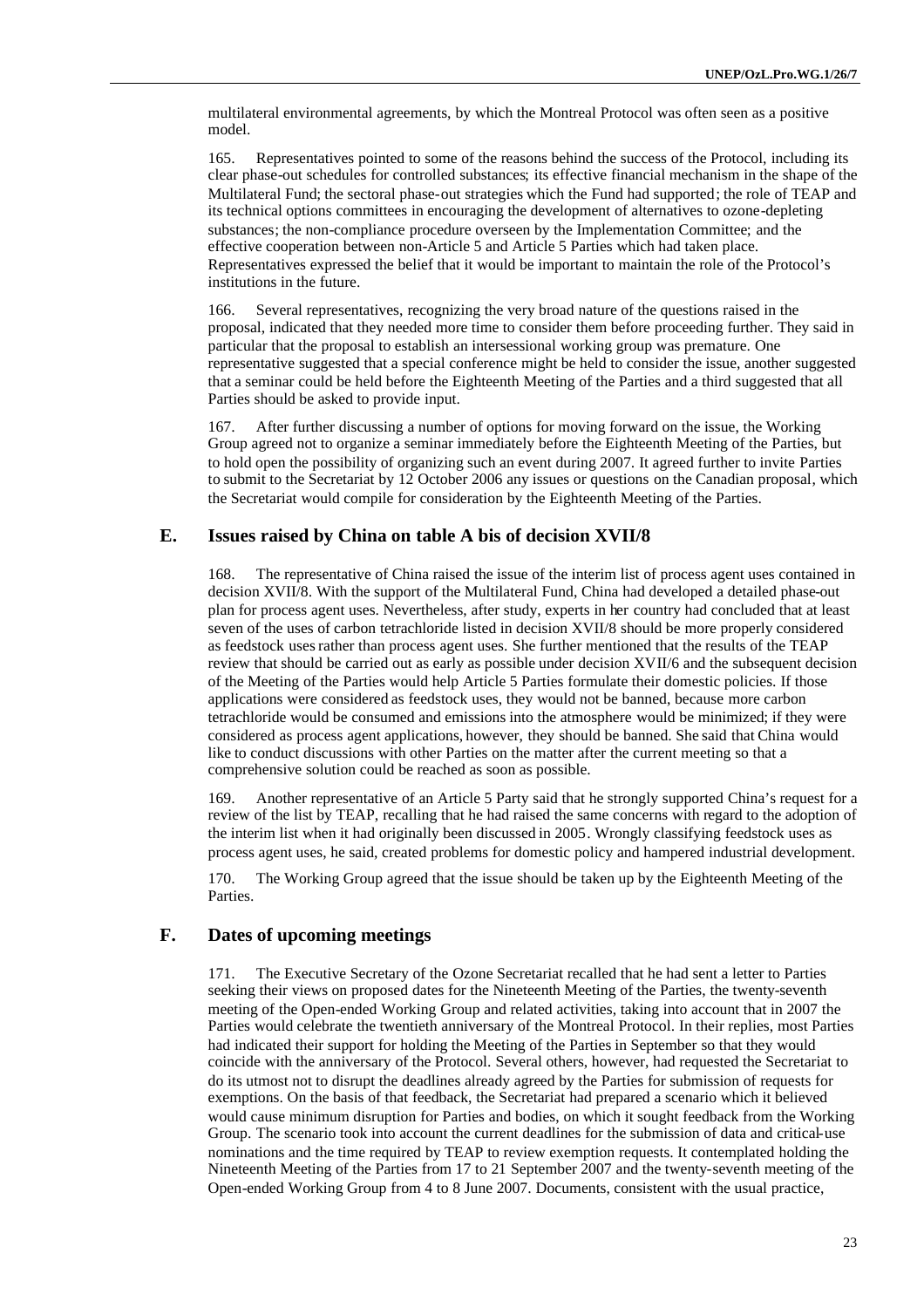multilateral environmental agreements, by which the Montreal Protocol was often seen as a positive model.

165. Representatives pointed to some of the reasons behind the success of the Protocol, including its clear phase-out schedules for controlled substances; its effective financial mechanism in the shape of the Multilateral Fund; the sectoral phase-out strategies which the Fund had supported; the role of TEAP and its technical options committees in encouraging the development of alternatives to ozone-depleting substances; the non-compliance procedure overseen by the Implementation Committee; and the effective cooperation between non-Article 5 and Article 5 Parties which had taken place. Representatives expressed the belief that it would be important to maintain the role of the Protocol's institutions in the future.

166. Several representatives, recognizing the very broad nature of the questions raised in the proposal, indicated that they needed more time to consider them before proceeding further. They said in particular that the proposal to establish an intersessional working group was premature. One representative suggested that a special conference might be held to consider the issue, another suggested that a seminar could be held before the Eighteenth Meeting of the Parties and a third suggested that all Parties should be asked to provide input.

167. After further discussing a number of options for moving forward on the issue, the Working Group agreed not to organize a seminar immediately before the Eighteenth Meeting of the Parties, but to hold open the possibility of organizing such an event during 2007. It agreed further to invite Parties to submit to the Secretariat by 12 October 2006 any issues or questions on the Canadian proposal, which the Secretariat would compile for consideration by the Eighteenth Meeting of the Parties.

## E. Issues raised by China on table A bis of decision XVII/8

168. The representative of China raised the issue of the interim list of process agent uses contained in decision XVII/8. With the support of the Multilateral Fund, China had developed a detailed phase-out plan for process agent uses. Nevertheless, after study, experts in her country had concluded that at least seven of the uses of carbon tetrachloride listed in decision XVII/8 should be more properly considered as feedstock uses rather than process agent uses. She further mentioned that the results of the TEAP review that should be carried out as early as possible under decision XVII/6 and the subsequent decision of the Meeting of the Parties would help Article 5 Parties formulate their domestic policies. If those applications were considered as feedstock uses, they would not be banned, because more carbon tetrachloride would be consumed and emissions into the atmosphere would be minimized; if they were considered as process agent applications, however, they should be banned. She said that China would like to conduct discussions with other Parties on the matter after the current meeting so that a comprehensive solution could be reached as soon as possible.

169. Another representative of an Article 5 Party said that he strongly supported China's request for a review of the list by TEAP, recalling that he had raised the same concerns with regard to the adoption of the interim list when it had originally been discussed in 2005. Wrongly classifying feedstock uses as process agent uses, he said, created problems for domestic policy and hampered industrial development.

170. The Working Group agreed that the issue should be taken up by the Eighteenth Meeting of the Parties.

## F. Dates of upcoming meetings

171. The Executive Secretary of the Ozone Secretariat recalled that he had sent a letter to Parties seeking their views on proposed dates for the Nineteenth Meeting of the Parties, the twenty-seventh meeting of the Open-ended Working Group and related activities, taking into account that in 2007 the Parties would celebrate the twentieth anniversary of the Montreal Protocol. In their replies, most Parties had indicated their support for holding the Meeting of the Parties in September so that they would coincide with the anniversary of the Protocol. Several others, however, had requested the Secretariat to do its utmost not to disrupt the deadlines already agreed by the Parties for submission of requests for exemptions. On the basis of that feedback, the Secretariat had prepared a scenario which it believed would cause minimum disruption for Parties and bodies, on which it sought feedback from the Working Group. The scenario took into account the current deadlines for the submission of data and critical-use nominations and the time required by TEAP to review exemption requests. It contemplated holding the Nineteenth Meeting of the Parties from 17 to 21 September 2007 and the twenty-seventh meeting of the Open-ended Working Group from 4 to 8 June 2007. Documents, consistent with the usual practice,